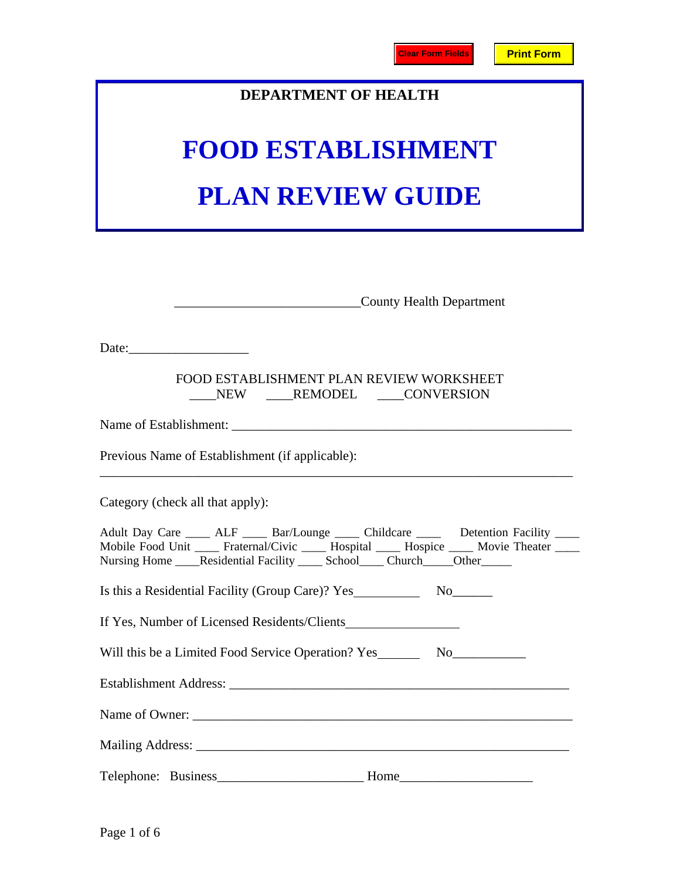Clear Form Fields | Print Form

**DEPARTMENT OF HEALTH**

# FOOD ESTABLISHMENT

# PLAN REVIEW GUIDE

_____________________________County Health Department

Date:___________________

FOOD ESTABLISHMENT PLAN REVIEW WORKSHEET
____NEW ____REMODEL ____CONVERSION

Name of Establishment: _____________________________________________________

Previous Name of Establishment (if applicable):
___________________________________________________________________________

Category (check all that apply):

Adult Day Care ____ ALF ____ Bar/Lounge ____ Childcare ____ Detention Facility ____
Mobile Food Unit ____ Fraternal/Civic ____ Hospital ____ Hospice ____ Movie Theater ____
Nursing Home ____Residential Facility ____ School____ Church_____Other_____

Is this a Residential Facility (Group Care)? Yes__________ No______

If Yes, Number of Licensed Residents/Clients_________________

Will this be a Limited Food Service Operation? Yes______ No___________

Establishment Address: ______________________________________________________

Name of Owner: ____________________________________________________________

Mailing Address: ___________________________________________________________

Telephone: Business_______________________ Home____________________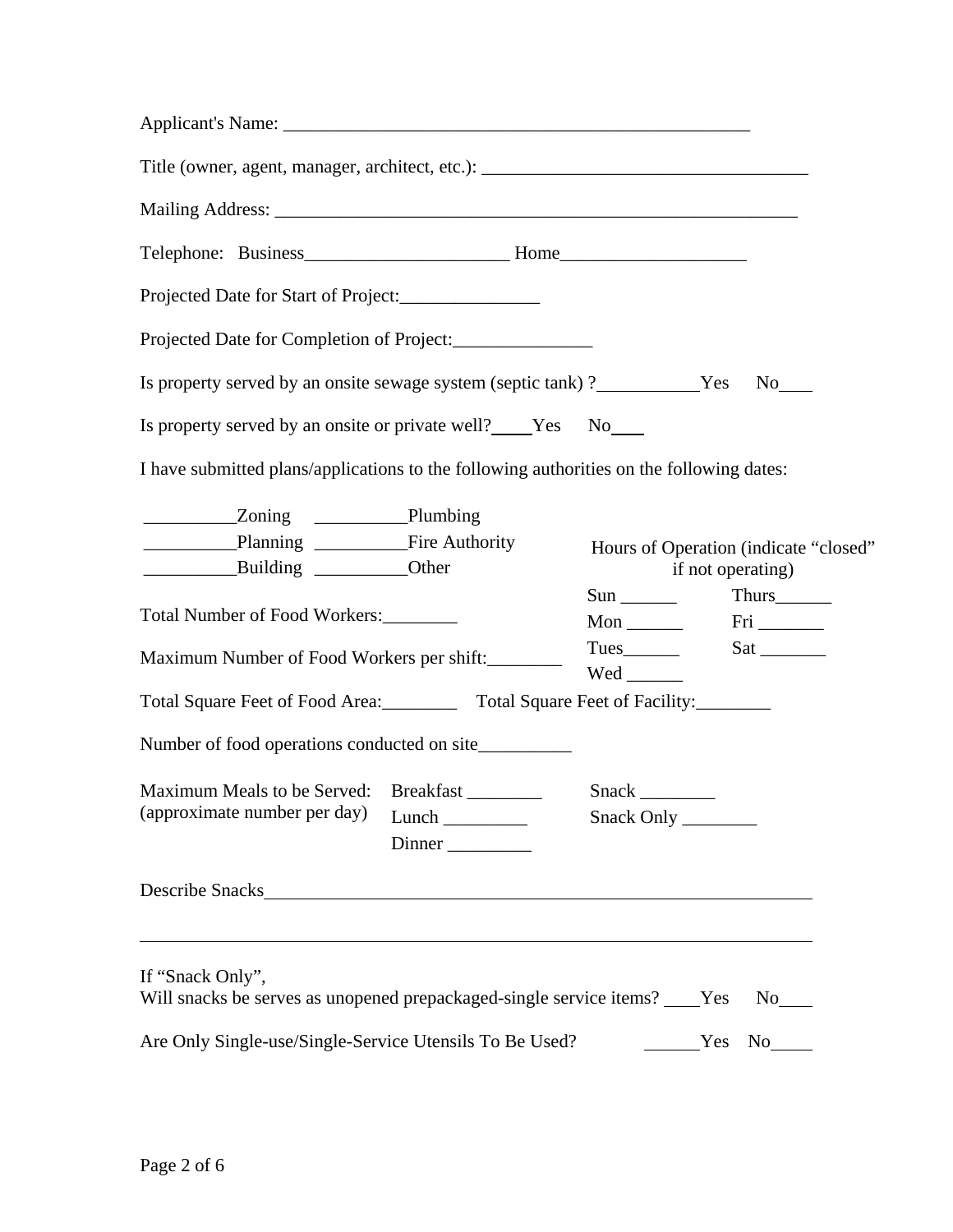Applicant's Name: ____________________________________________________

Title (owner, agent, manager, architect, etc.): ___________________________________

Mailing Address: ___________________________________________________________

Telephone: Business______________________ Home____________________

Projected Date for Start of Project:_______________

Projected Date for Completion of Project:_______________

Is property served by an onsite sewage system (septic tank) ?___________Yes No____

Is property served by an onsite or private well?____Yes No____

I have submitted plans/applications to the following authorities on the following dates:

__________Zoning __________Plumbing

__________Planning __________Fire Authority

__________Building __________Other

Hours of Operation (indicate "closed" if not operating)

Sun ______ Mon ______ Tues______ Wed ______ Thurs______ Fri _______ Sat _______

Total Number of Food Workers:________

Maximum Number of Food Workers per shift:________

Total Square Feet of Food Area:________ Total Square Feet of Facility:________

Number of food operations conducted on site__________

Maximum Meals to be Served: (approximate number per day)

Breakfast ________ Lunch _________ Dinner _________ Snack ________ Snack Only ________

Describe Snacks_____________________________________________________________

______________________________________________________________________

If "Snack Only",
Will snacks be serves as unopened prepackaged-single service items? ____Yes No____

Are Only Single-use/Single-Service Utensils To Be Used? ______Yes No____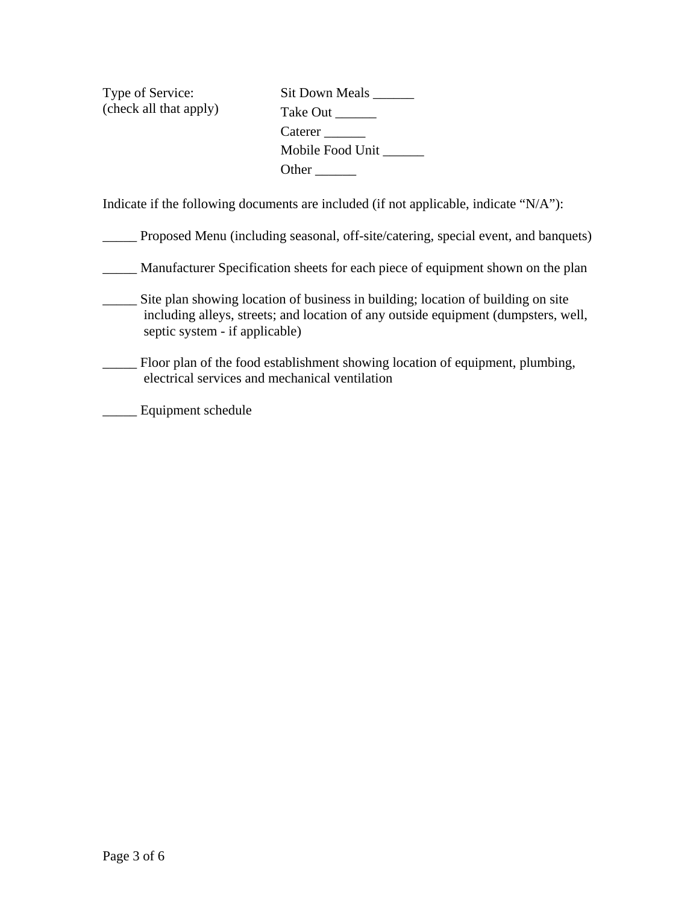Type of Service:
(check all that apply)

Sit Down Meals ______
Take Out ______
Caterer ______
Mobile Food Unit ______
Other ______

Indicate if the following documents are included (if not applicable, indicate "N/A"):

_____ Proposed Menu (including seasonal, off-site/catering, special event, and banquets)

_____ Manufacturer Specification sheets for each piece of equipment shown on the plan

_____ Site plan showing location of business in building; location of building on site including alleys, streets; and location of any outside equipment (dumpsters, well, septic system - if applicable)

_____ Floor plan of the food establishment showing location of equipment, plumbing, electrical services and mechanical ventilation

_____ Equipment schedule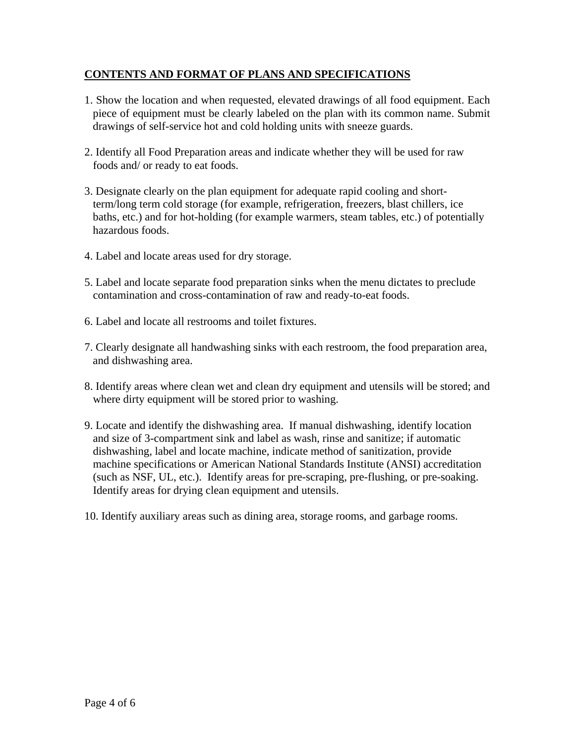## **<u>CONTENTS AND FORMAT OF PLANS AND SPECIFICATIONS</u>**

1. Show the location and when requested, elevated drawings of all food equipment. Each piece of equipment must be clearly labeled on the plan with its common name. Submit drawings of self-service hot and cold holding units with sneeze guards.

2. Identify all Food Preparation areas and indicate whether they will be used for raw foods and/ or ready to eat foods.

3. Designate clearly on the plan equipment for adequate rapid cooling and short-term/long term cold storage (for example, refrigeration, freezers, blast chillers, ice baths, etc.) and for hot-holding (for example warmers, steam tables, etc.) of potentially hazardous foods.

4. Label and locate areas used for dry storage.

5. Label and locate separate food preparation sinks when the menu dictates to preclude contamination and cross-contamination of raw and ready-to-eat foods.

6. Label and locate all restrooms and toilet fixtures.

7. Clearly designate all handwashing sinks with each restroom, the food preparation area, and dishwashing area.

8. Identify areas where clean wet and clean dry equipment and utensils will be stored; and where dirty equipment will be stored prior to washing.

9. Locate and identify the dishwashing area. If manual dishwashing, identify location and size of 3-compartment sink and label as wash, rinse and sanitize; if automatic dishwashing, label and locate machine, indicate method of sanitization, provide machine specifications or American National Standards Institute (ANSI) accreditation (such as NSF, UL, etc.). Identify areas for pre-scraping, pre-flushing, or pre-soaking. Identify areas for drying clean equipment and utensils.

10. Identify auxiliary areas such as dining area, storage rooms, and garbage rooms.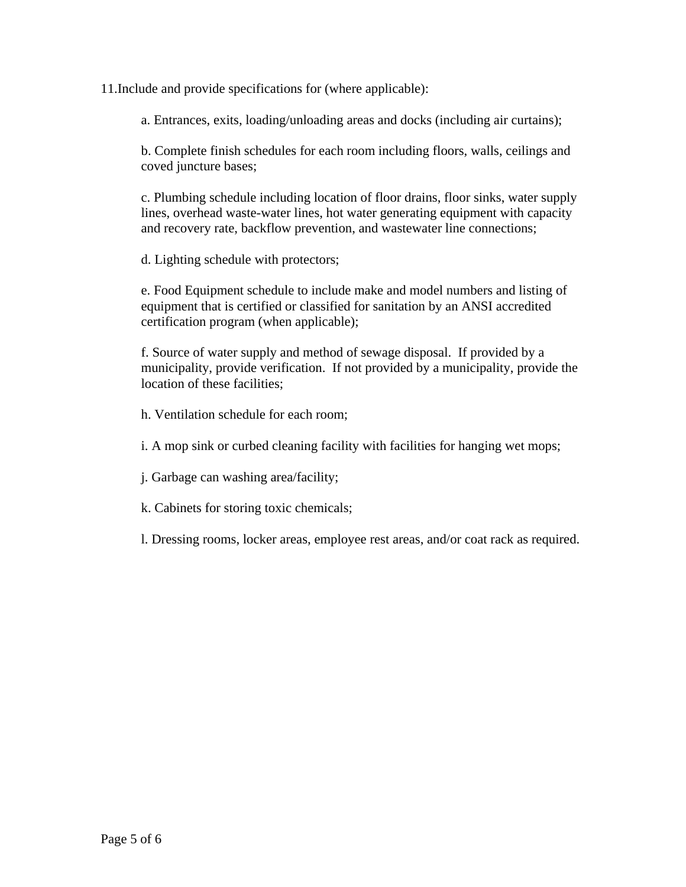11. Include and provide specifications for (where applicable):

a. Entrances, exits, loading/unloading areas and docks (including air curtains);

b. Complete finish schedules for each room including floors, walls, ceilings and coved juncture bases;

c. Plumbing schedule including location of floor drains, floor sinks, water supply lines, overhead waste-water lines, hot water generating equipment with capacity and recovery rate, backflow prevention, and wastewater line connections;

d. Lighting schedule with protectors;

e. Food Equipment schedule to include make and model numbers and listing of equipment that is certified or classified for sanitation by an ANSI accredited certification program (when applicable);

f. Source of water supply and method of sewage disposal. If provided by a municipality, provide verification. If not provided by a municipality, provide the location of these facilities;

h. Ventilation schedule for each room;

i. A mop sink or curbed cleaning facility with facilities for hanging wet mops;

j. Garbage can washing area/facility;

k. Cabinets for storing toxic chemicals;

l. Dressing rooms, locker areas, employee rest areas, and/or coat rack as required.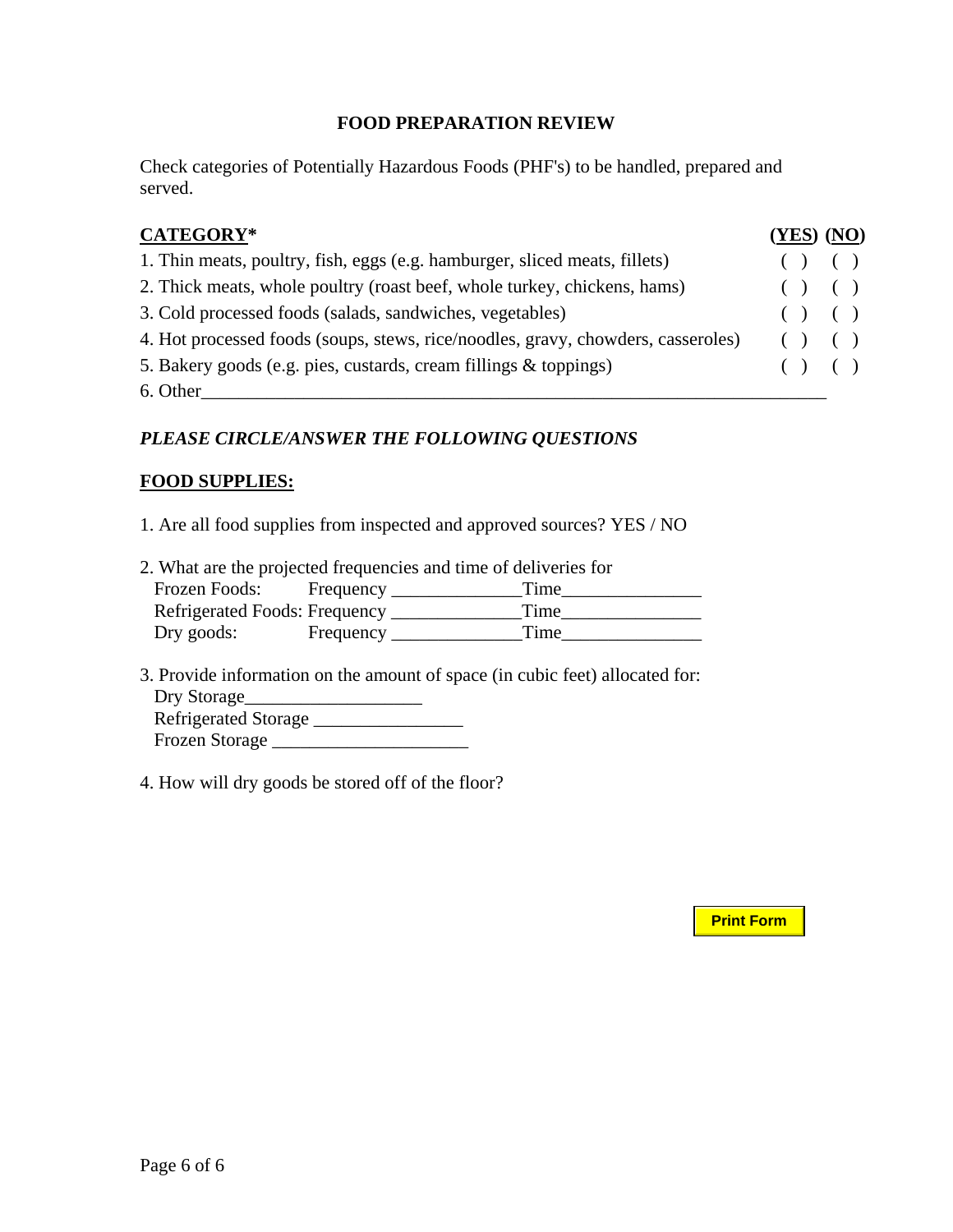# FOOD PREPARATION REVIEW

Check categories of Potentially Hazardous Foods (PHF's) to be handled, prepared and served.

| **CATEGORY*** | **(YES)** | **(NO)** |
| --- | --- | --- |
| 1. Thin meats, poultry, fish, eggs (e.g. hamburger, sliced meats, fillets) | ( ) | ( ) |
| 2. Thick meats, whole poultry (roast beef, whole turkey, chickens, hams) | ( ) | ( ) |
| 3. Cold processed foods (salads, sandwiches, vegetables) | ( ) | ( ) |
| 4. Hot processed foods (soups, stews, rice/noodles, gravy, chowders, casseroles) | ( ) | ( ) |
| 5. Bakery goods (e.g. pies, custards, cream fillings & toppings) | ( ) | ( ) |
| 6. Other_______________________________________________ | | |

***PLEASE CIRCLE/ANSWER THE FOLLOWING QUESTIONS***

**FOOD SUPPLIES:**

1. Are all food supplies from inspected and approved sources? YES / NO

2. What are the projected frequencies and time of deliveries for
   - Frozen Foods: Frequency ______________Time_______________
   - Refrigerated Foods: Frequency ______________Time_______________
   - Dry goods: Frequency ______________Time_______________

3. Provide information on the amount of space (in cubic feet) allocated for:
   - Dry Storage___________________
   - Refrigerated Storage ________________
   - Frozen Storage _____________________

4. How will dry goods be stored off of the floor?

Print Form